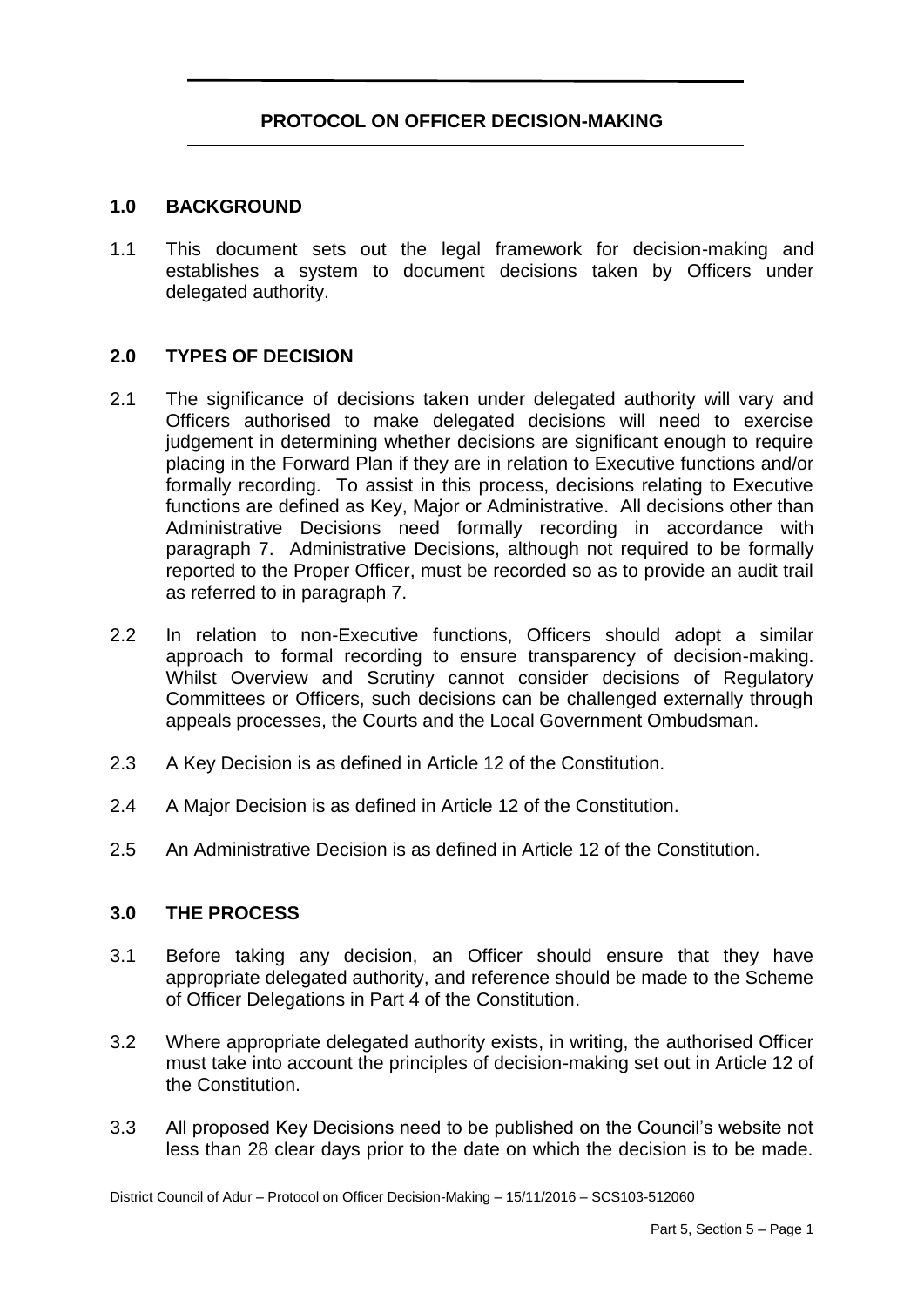# PROTOCOL ON OFFICER DECISION-MAKING

## 1.0 BACKGROUND

1.1 This document sets out the legal framework for decision-making and establishes a system to document decisions taken by Officers under delegated authority.

## 2.0 TYPES OF DECISION

2.1 The significance of decisions taken under delegated authority will vary and Officers authorised to make delegated decisions will need to exercise judgement in determining whether decisions are significant enough to require placing in the Forward Plan if they are in relation to Executive functions and/or formally recording. To assist in this process, decisions relating to Executive functions are defined as Key, Major or Administrative. All decisions other than Administrative Decisions need formally recording in accordance with paragraph 7. Administrative Decisions, although not required to be formally reported to the Proper Officer, must be recorded so as to provide an audit trail as referred to in paragraph 7.

2.2 In relation to non-Executive functions, Officers should adopt a similar approach to formal recording to ensure transparency of decision-making. Whilst Overview and Scrutiny cannot consider decisions of Regulatory Committees or Officers, such decisions can be challenged externally through appeals processes, the Courts and the Local Government Ombudsman.

2.3 A Key Decision is as defined in Article 12 of the Constitution.

2.4 A Major Decision is as defined in Article 12 of the Constitution.

2.5 An Administrative Decision is as defined in Article 12 of the Constitution.

## 3.0 THE PROCESS

3.1 Before taking any decision, an Officer should ensure that they have appropriate delegated authority, and reference should be made to the Scheme of Officer Delegations in Part 4 of the Constitution.

3.2 Where appropriate delegated authority exists, in writing, the authorised Officer must take into account the principles of decision-making set out in Article 12 of the Constitution.

3.3 All proposed Key Decisions need to be published on the Council's website not less than 28 clear days prior to the date on which the decision is to be made.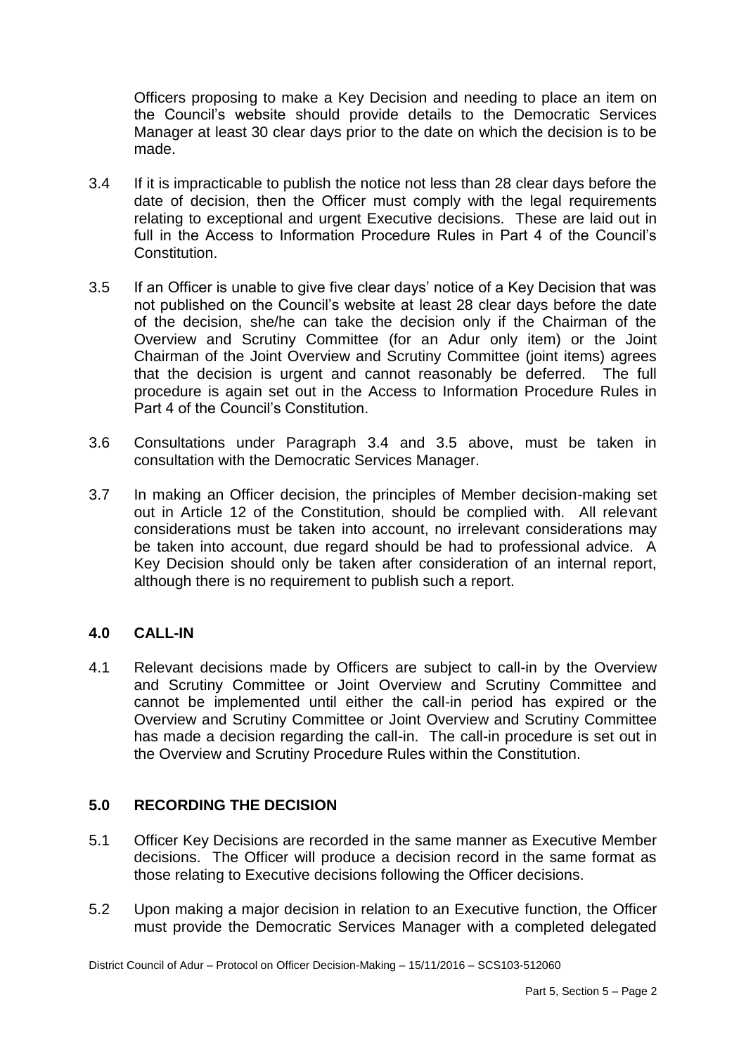Officers proposing to make a Key Decision and needing to place an item on the Council's website should provide details to the Democratic Services Manager at least 30 clear days prior to the date on which the decision is to be made.

3.4 If it is impracticable to publish the notice not less than 28 clear days before the date of decision, then the Officer must comply with the legal requirements relating to exceptional and urgent Executive decisions. These are laid out in full in the Access to Information Procedure Rules in Part 4 of the Council's Constitution.

3.5 If an Officer is unable to give five clear days' notice of a Key Decision that was not published on the Council's website at least 28 clear days before the date of the decision, she/he can take the decision only if the Chairman of the Overview and Scrutiny Committee (for an Adur only item) or the Joint Chairman of the Joint Overview and Scrutiny Committee (joint items) agrees that the decision is urgent and cannot reasonably be deferred. The full procedure is again set out in the Access to Information Procedure Rules in Part 4 of the Council's Constitution.

3.6 Consultations under Paragraph 3.4 and 3.5 above, must be taken in consultation with the Democratic Services Manager.

3.7 In making an Officer decision, the principles of Member decision-making set out in Article 12 of the Constitution, should be complied with. All relevant considerations must be taken into account, no irrelevant considerations may be taken into account, due regard should be had to professional advice. A Key Decision should only be taken after consideration of an internal report, although there is no requirement to publish such a report.

## 4.0 CALL-IN

4.1 Relevant decisions made by Officers are subject to call-in by the Overview and Scrutiny Committee or Joint Overview and Scrutiny Committee and cannot be implemented until either the call-in period has expired or the Overview and Scrutiny Committee or Joint Overview and Scrutiny Committee has made a decision regarding the call-in. The call-in procedure is set out in the Overview and Scrutiny Procedure Rules within the Constitution.

## 5.0 RECORDING THE DECISION

5.1 Officer Key Decisions are recorded in the same manner as Executive Member decisions. The Officer will produce a decision record in the same format as those relating to Executive decisions following the Officer decisions.

5.2 Upon making a major decision in relation to an Executive function, the Officer must provide the Democratic Services Manager with a completed delegated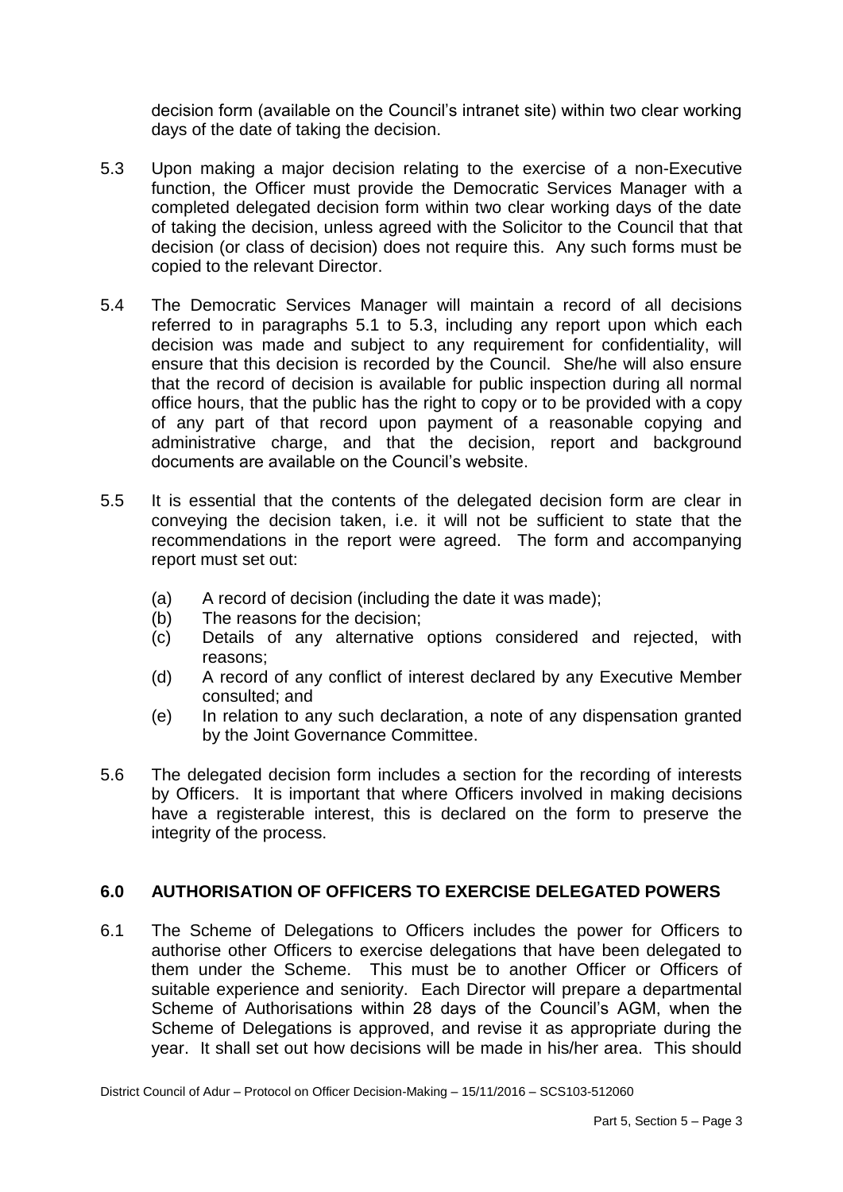decision form (available on the Council's intranet site) within two clear working days of the date of taking the decision.

5.3 Upon making a major decision relating to the exercise of a non-Executive function, the Officer must provide the Democratic Services Manager with a completed delegated decision form within two clear working days of the date of taking the decision, unless agreed with the Solicitor to the Council that that decision (or class of decision) does not require this. Any such forms must be copied to the relevant Director.

5.4 The Democratic Services Manager will maintain a record of all decisions referred to in paragraphs 5.1 to 5.3, including any report upon which each decision was made and subject to any requirement for confidentiality, will ensure that this decision is recorded by the Council. She/he will also ensure that the record of decision is available for public inspection during all normal office hours, that the public has the right to copy or to be provided with a copy of any part of that record upon payment of a reasonable copying and administrative charge, and that the decision, report and background documents are available on the Council's website.

5.5 It is essential that the contents of the delegated decision form are clear in conveying the decision taken, i.e. it will not be sufficient to state that the recommendations in the report were agreed. The form and accompanying report must set out:

- (a) A record of decision (including the date it was made);
- (b) The reasons for the decision;
- (c) Details of any alternative options considered and rejected, with reasons;
- (d) A record of any conflict of interest declared by any Executive Member consulted; and
- (e) In relation to any such declaration, a note of any dispensation granted by the Joint Governance Committee.

5.6 The delegated decision form includes a section for the recording of interests by Officers. It is important that where Officers involved in making decisions have a registerable interest, this is declared on the form to preserve the integrity of the process.

## 6.0 AUTHORISATION OF OFFICERS TO EXERCISE DELEGATED POWERS

6.1 The Scheme of Delegations to Officers includes the power for Officers to authorise other Officers to exercise delegations that have been delegated to them under the Scheme. This must be to another Officer or Officers of suitable experience and seniority. Each Director will prepare a departmental Scheme of Authorisations within 28 days of the Council's AGM, when the Scheme of Delegations is approved, and revise it as appropriate during the year. It shall set out how decisions will be made in his/her area. This should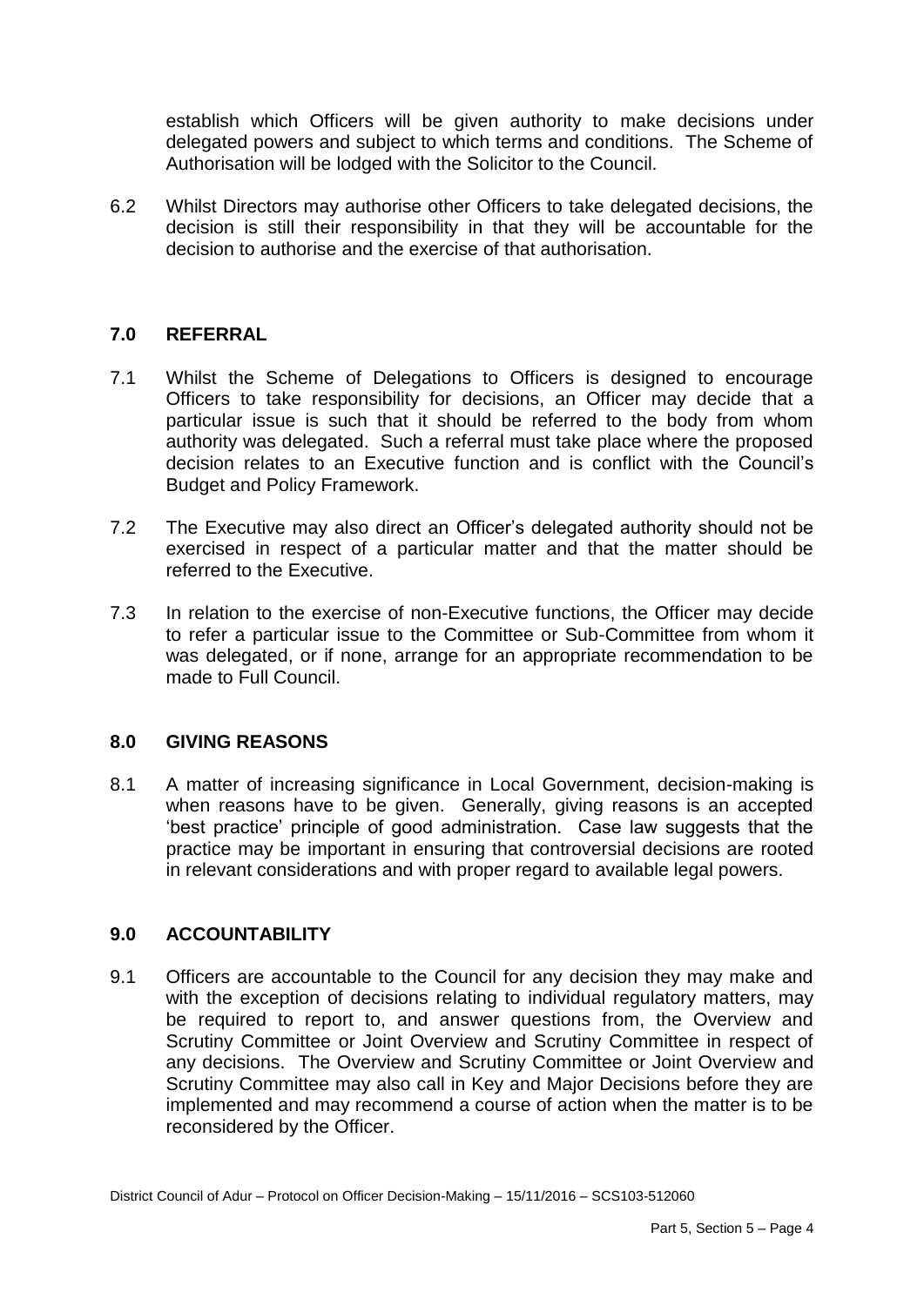establish which Officers will be given authority to make decisions under delegated powers and subject to which terms and conditions. The Scheme of Authorisation will be lodged with the Solicitor to the Council.

6.2 Whilst Directors may authorise other Officers to take delegated decisions, the decision is still their responsibility in that they will be accountable for the decision to authorise and the exercise of that authorisation.

## 7.0 REFERRAL

7.1 Whilst the Scheme of Delegations to Officers is designed to encourage Officers to take responsibility for decisions, an Officer may decide that a particular issue is such that it should be referred to the body from whom authority was delegated. Such a referral must take place where the proposed decision relates to an Executive function and is conflict with the Council's Budget and Policy Framework.

7.2 The Executive may also direct an Officer's delegated authority should not be exercised in respect of a particular matter and that the matter should be referred to the Executive.

7.3 In relation to the exercise of non-Executive functions, the Officer may decide to refer a particular issue to the Committee or Sub-Committee from whom it was delegated, or if none, arrange for an appropriate recommendation to be made to Full Council.

## 8.0 GIVING REASONS

8.1 A matter of increasing significance in Local Government, decision-making is when reasons have to be given. Generally, giving reasons is an accepted 'best practice' principle of good administration. Case law suggests that the practice may be important in ensuring that controversial decisions are rooted in relevant considerations and with proper regard to available legal powers.

## 9.0 ACCOUNTABILITY

9.1 Officers are accountable to the Council for any decision they may make and with the exception of decisions relating to individual regulatory matters, may be required to report to, and answer questions from, the Overview and Scrutiny Committee or Joint Overview and Scrutiny Committee in respect of any decisions. The Overview and Scrutiny Committee or Joint Overview and Scrutiny Committee may also call in Key and Major Decisions before they are implemented and may recommend a course of action when the matter is to be reconsidered by the Officer.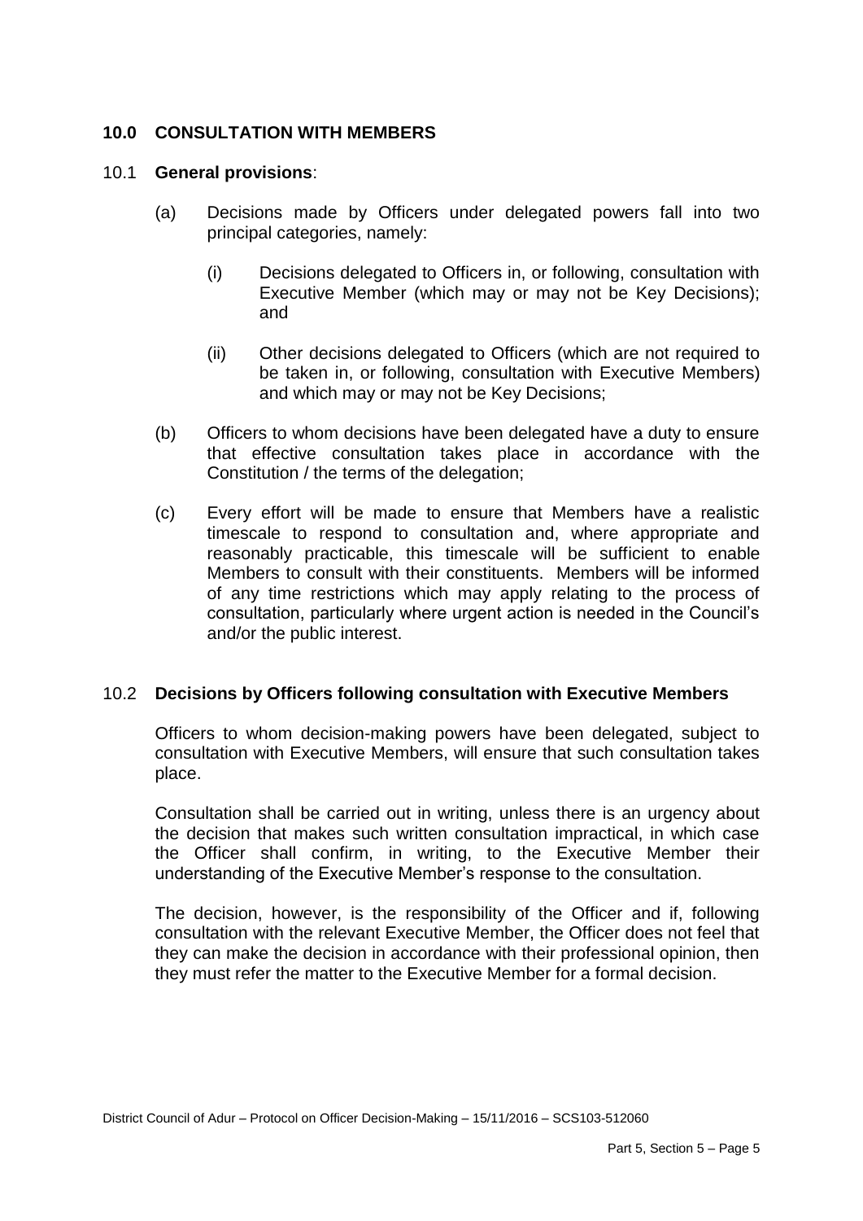## 10.0 CONSULTATION WITH MEMBERS

### 10.1 General provisions:

(a) Decisions made by Officers under delegated powers fall into two principal categories, namely:

(i) Decisions delegated to Officers in, or following, consultation with Executive Member (which may or may not be Key Decisions); and

(ii) Other decisions delegated to Officers (which are not required to be taken in, or following, consultation with Executive Members) and which may or may not be Key Decisions;

(b) Officers to whom decisions have been delegated have a duty to ensure that effective consultation takes place in accordance with the Constitution / the terms of the delegation;

(c) Every effort will be made to ensure that Members have a realistic timescale to respond to consultation and, where appropriate and reasonably practicable, this timescale will be sufficient to enable Members to consult with their constituents. Members will be informed of any time restrictions which may apply relating to the process of consultation, particularly where urgent action is needed in the Council's and/or the public interest.

### 10.2 Decisions by Officers following consultation with Executive Members

Officers to whom decision-making powers have been delegated, subject to consultation with Executive Members, will ensure that such consultation takes place.

Consultation shall be carried out in writing, unless there is an urgency about the decision that makes such written consultation impractical, in which case the Officer shall confirm, in writing, to the Executive Member their understanding of the Executive Member's response to the consultation.

The decision, however, is the responsibility of the Officer and if, following consultation with the relevant Executive Member, the Officer does not feel that they can make the decision in accordance with their professional opinion, then they must refer the matter to the Executive Member for a formal decision.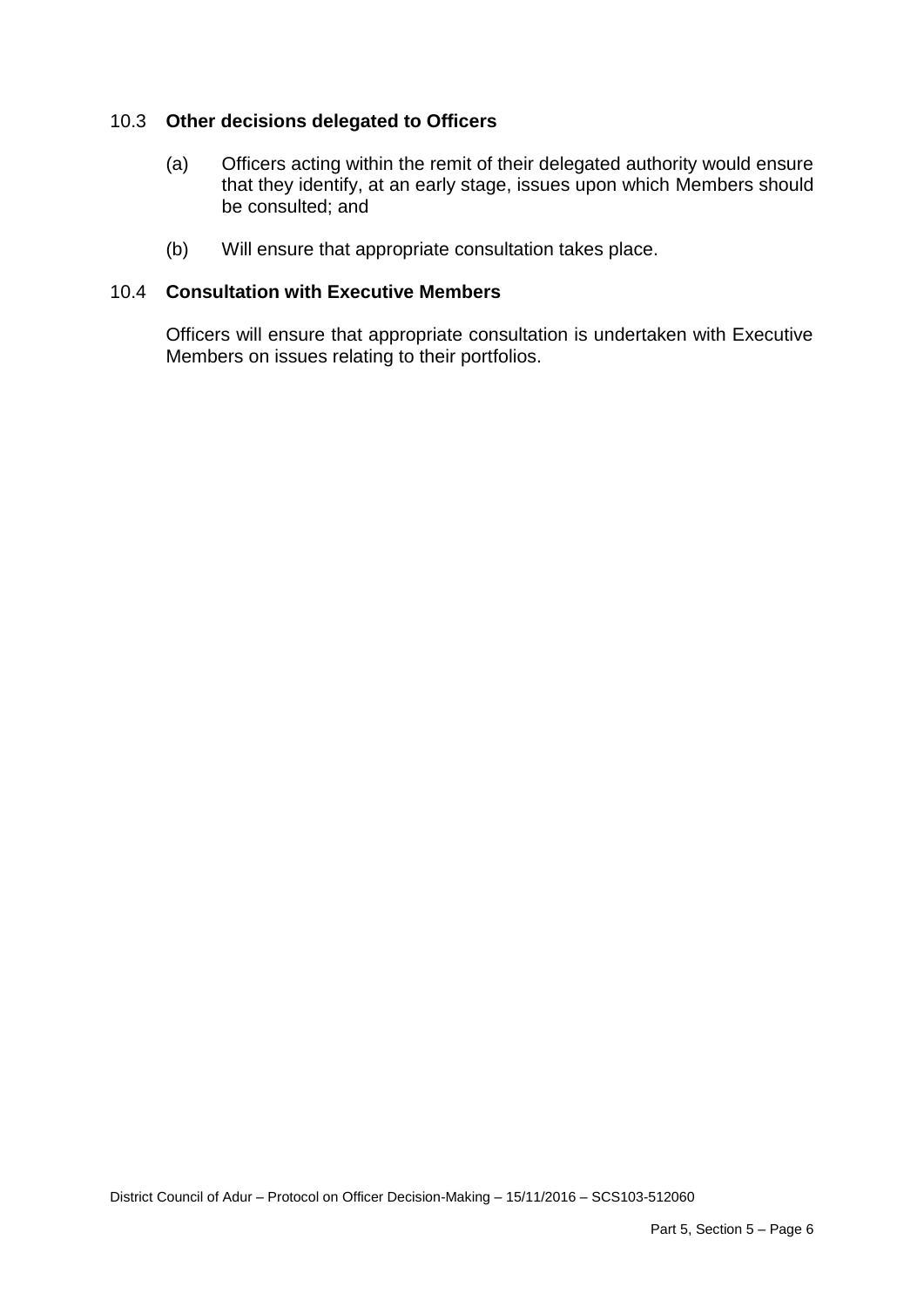### 10.3 **Other decisions delegated to Officers**

(a) Officers acting within the remit of their delegated authority would ensure that they identify, at an early stage, issues upon which Members should be consulted; and

(b) Will ensure that appropriate consultation takes place.

### 10.4 **Consultation with Executive Members**

Officers will ensure that appropriate consultation is undertaken with Executive Members on issues relating to their portfolios.